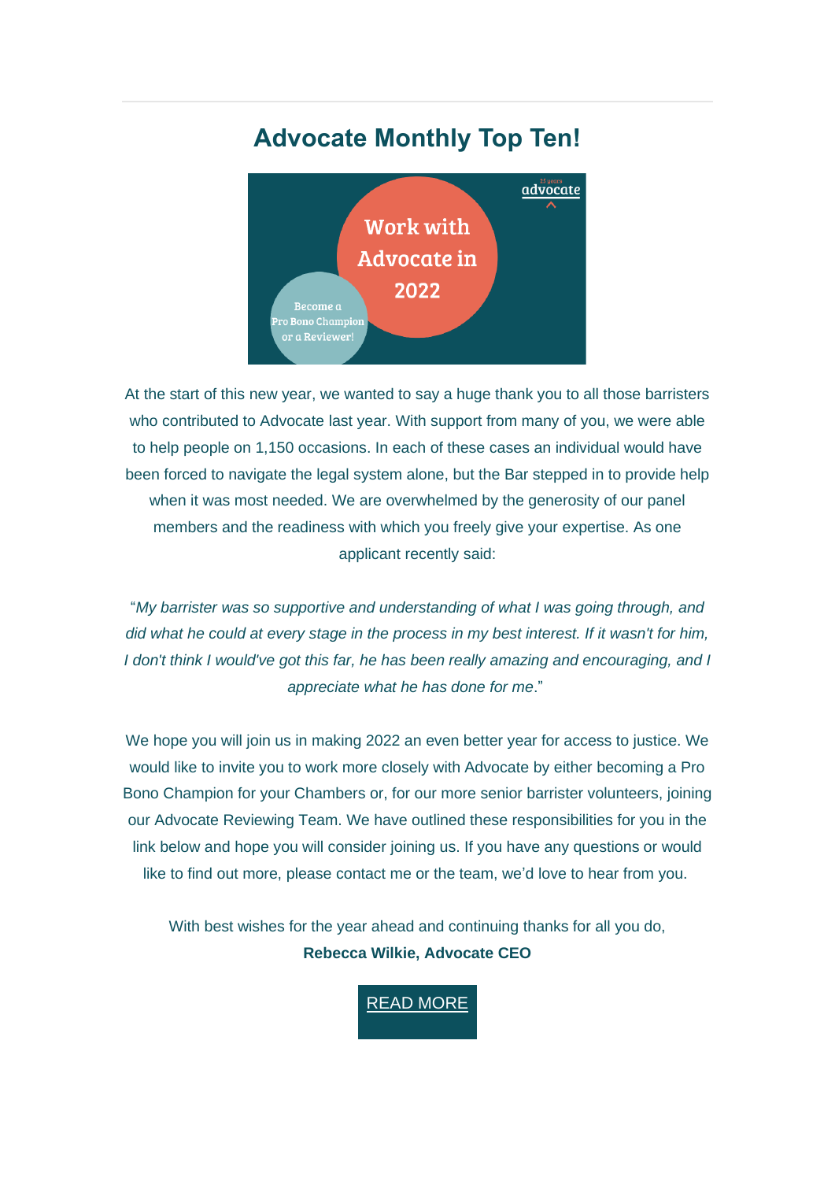## Advocate Monthly Top Ten!

At the start of this new year, we wanted to say a huge thank you to all those barristers who contributed to Advocate last year. With support from many of you, we were able to help people on 1,150 occasions. In each of these cases an individual would have been forced to navigate the legal system alone, but the Bar stepped in to provide help when it was most needed. We are overwhelmed by the generosity of our panel members and the readiness with which you freely give your expertise. As one applicant recently said:

"*My barrister was so supportive and understanding of what I was going through, and did what he could at every stage in the process in my best interest. If it wasn't for him, I don't think I would've got this far, he has been really amazing and encouraging, and I appreciate what he has done for me*."

We hope you will join us in making 2022 an even better year for access to justice. We would like to invite you to work more closely with Advocate by either becoming a Pro Bono Champion for your Chambers or, for our more senior barrister volunteers, joining our Advocate Reviewing Team. We have outlined these responsibilities for you in the link below and hope you will consider joining us. If you have any questions or would like to find out more, please contact me or the team, we'd love to hear from you.

With best wishes for the year ahead and continuing thanks for all you do,
**Rebecca Wilkie, Advocate CEO**

READ MORE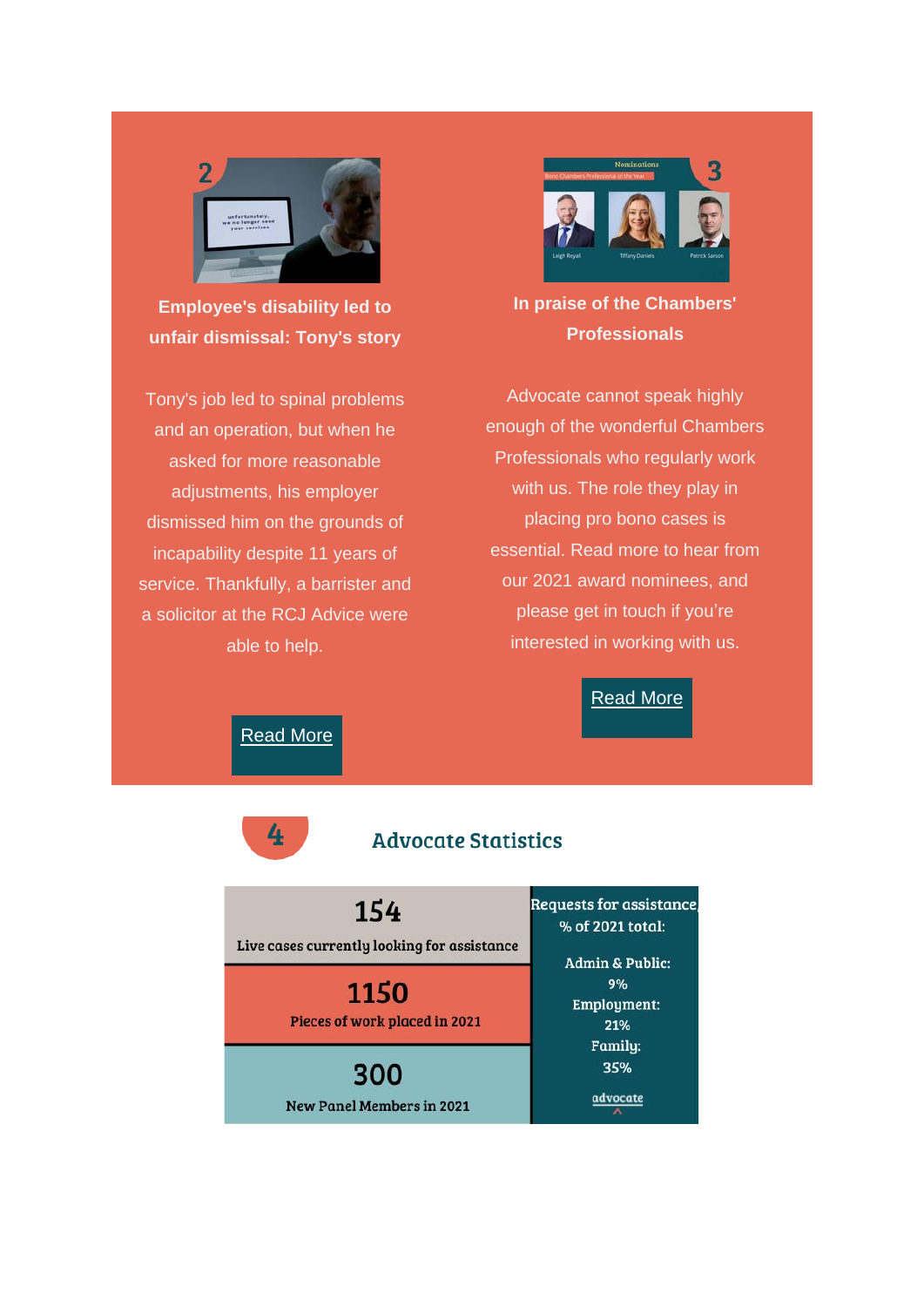## Employee's disability led to unfair dismissal: Tony's story

Tony's job led to spinal problems and an operation, but when he asked for more reasonable adjustments, his employer dismissed him on the grounds of incapability despite 11 years of service. Thankfully, a barrister and a solicitor at the RCJ Advice were able to help.

Read More

## In praise of the Chambers' Professionals

Advocate cannot speak highly enough of the wonderful Chambers Professionals who regularly work with us. The role they play in placing pro bono cases is essential. Read more to hear from our 2021 award nominees, and please get in touch if you're interested in working with us.

Read More

## Advocate Statistics

| | |
|---|---|
| **154** Live cases currently looking for assistance | Requests for assistance, % of 2021 total: |
| **1150** Pieces of work placed in 2021 | Admin & Public: 9% Employment: 21% Family: 35% |
| **300** New Panel Members in 2021 | advocate |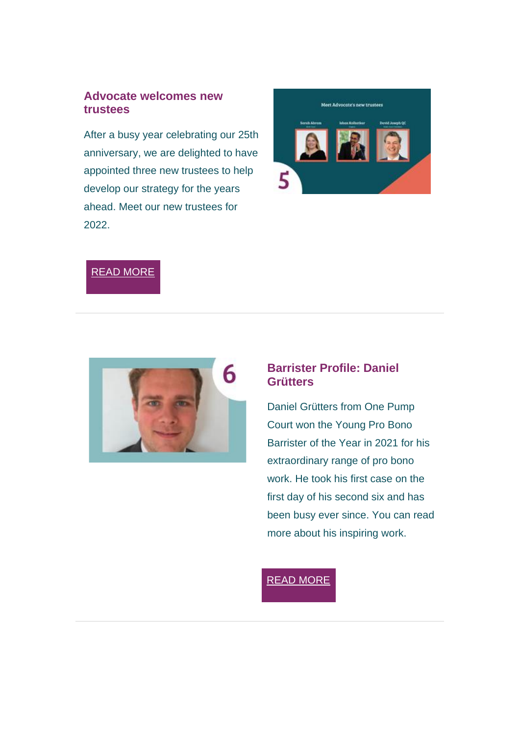## Advocate welcomes new trustees

After a busy year celebrating our 25th anniversary, we are delighted to have appointed three new trustees to help develop our strategy for the years ahead. Meet our new trustees for 2022.

READ MORE

---

## Barrister Profile: Daniel Grütters

Daniel Grütters from One Pump Court won the Young Pro Bono Barrister of the Year in 2021 for his extraordinary range of pro bono work. He took his first case on the first day of his second six and has been busy ever since. You can read more about his inspiring work.

READ MORE

---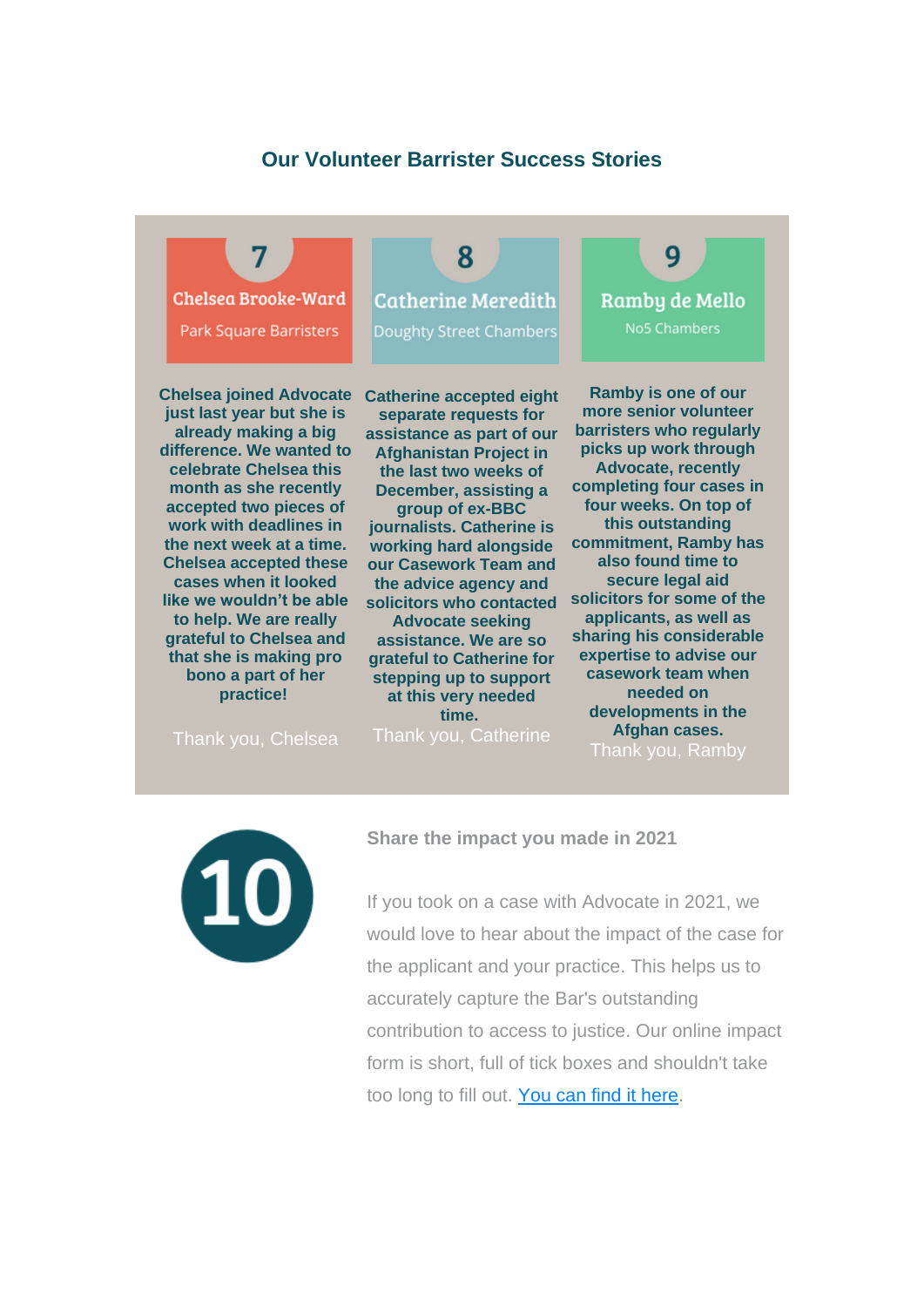## Our Volunteer Barrister Success Stories

### 7

**Chelsea Brooke-Ward**

Park Square Barristers

**Chelsea joined Advocate just last year but she is already making a big difference. We wanted to celebrate Chelsea this month as she recently accepted two pieces of work with deadlines in the next week at a time. Chelsea accepted these cases when it looked like we wouldn't be able to help. We are really grateful to Chelsea and that she is making pro bono a part of her practice!**

Thank you, Chelsea

### 8

**Catherine Meredith**

Doughty Street Chambers

**Catherine accepted eight separate requests for assistance as part of our Afghanistan Project in the last two weeks of December, assisting a group of ex-BBC journalists. Catherine is working hard alongside our Casework Team and the advice agency and solicitors who contacted Advocate seeking assistance. We are so grateful to Catherine for stepping up to support at this very needed time.**

Thank you, Catherine

### 9

**Ramby de Mello**

No5 Chambers

**Ramby is one of our more senior volunteer barristers who regularly picks up work through Advocate, recently completing four cases in four weeks. On top of this outstanding commitment, Ramby has also found time to secure legal aid solicitors for some of the applicants, as well as sharing his considerable expertise to advise our casework team when needed on developments in the Afghan cases.**

Thank you, Ramby

### 10

**Share the impact you made in 2021**

If you took on a case with Advocate in 2021, we would love to hear about the impact of the case for the applicant and your practice. This helps us to accurately capture the Bar's outstanding contribution to access to justice. Our online impact form is short, full of tick boxes and shouldn't take too long to fill out. [You can find it here].